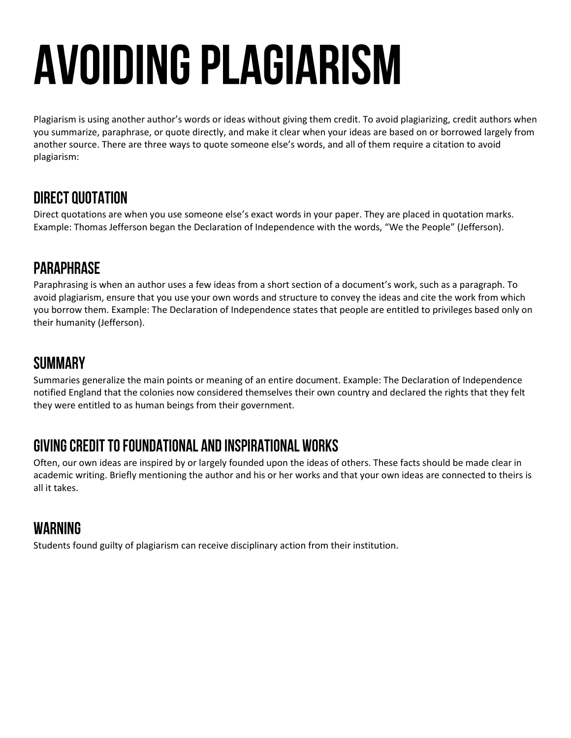# AVOIDING PLAGIARISM

Plagiarism is using another author's words or ideas without giving them credit. To avoid plagiarizing, credit authors when you summarize, paraphrase, or quote directly, and make it clear when your ideas are based on or borrowed largely from another source. There are three ways to quote someone else's words, and all of them require a citation to avoid plagiarism:

## DIRECT QUOTATION

Direct quotations are when you use someone else's exact words in your paper. They are placed in quotation marks. Example: Thomas Jefferson began the Declaration of Independence with the words, "We the People" (Jefferson).

## PARAPHRASE

Paraphrasing is when an author uses a few ideas from a short section of a document's work, such as a paragraph. To avoid plagiarism, ensure that you use your own words and structure to convey the ideas and cite the work from which you borrow them. Example: The Declaration of Independence states that people are entitled to privileges based only on their humanity (Jefferson).

## SUMMARY

Summaries generalize the main points or meaning of an entire document. Example: The Declaration of Independence notified England that the colonies now considered themselves their own country and declared the rights that they felt they were entitled to as human beings from their government.

## GIVING CREDIT TO FOUNDATIONAL AND INSPIRATIONAL WORKS

Often, our own ideas are inspired by or largely founded upon the ideas of others. These facts should be made clear in academic writing. Briefly mentioning the author and his or her works and that your own ideas are connected to theirs is all it takes.

## WARNING

Students found guilty of plagiarism can receive disciplinary action from their institution.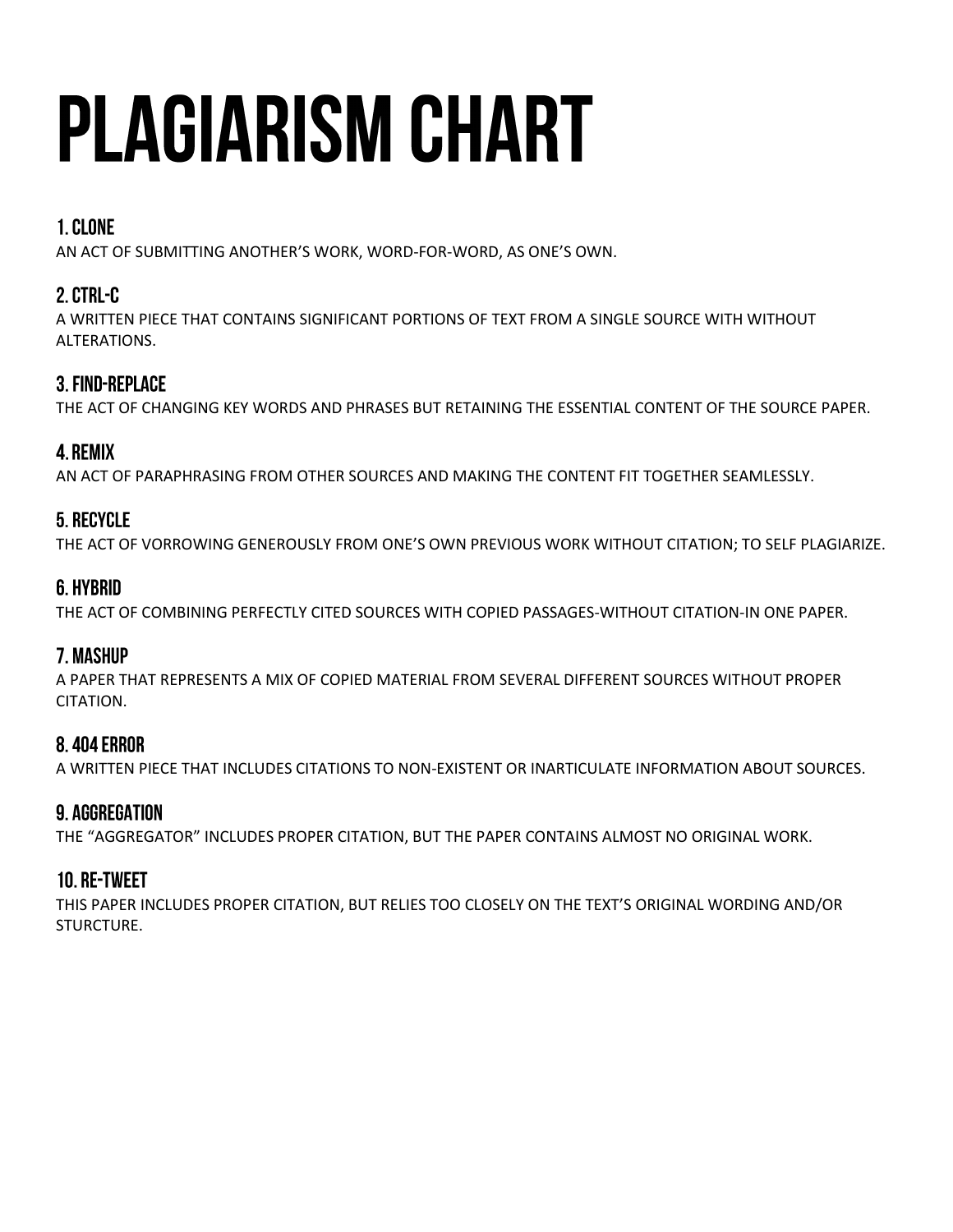# PLAGIARISM CHART

### 1. CLONE

AN ACT OF SUBMITTING ANOTHER'S WORK, WORD-FOR-WORD, AS ONE'S OWN.

### 2. CTRL-C

A WRITTEN PIECE THAT CONTAINS SIGNIFICANT PORTIONS OF TEXT FROM A SINGLE SOURCE WITH WITHOUT ALTERATIONS.

### 3. FIND-REPLACE

THE ACT OF CHANGING KEY WORDS AND PHRASES BUT RETAINING THE ESSENTIAL CONTENT OF THE SOURCE PAPER.

### 4. REMIX

AN ACT OF PARAPHRASING FROM OTHER SOURCES AND MAKING THE CONTENT FIT TOGETHER SEAMLESSLY.

### 5. RECYCLE

THE ACT OF VORROWING GENEROUSLY FROM ONE'S OWN PREVIOUS WORK WITHOUT CITATION; TO SELF PLAGIARIZE.

### 6. HYBRID

THE ACT OF COMBINING PERFECTLY CITED SOURCES WITH COPIED PASSAGES-WITHOUT CITATION-IN ONE PAPER.

### 7. MASHUP

A PAPER THAT REPRESENTS A MIX OF COPIED MATERIAL FROM SEVERAL DIFFERENT SOURCES WITHOUT PROPER CITATION.

### 8. 404 ERROR

A WRITTEN PIECE THAT INCLUDES CITATIONS TO NON-EXISTENT OR INARTICULATE INFORMATION ABOUT SOURCES.

### 9. AGGREGATION

THE "AGGREGATOR" INCLUDES PROPER CITATION, BUT THE PAPER CONTAINS ALMOST NO ORIGINAL WORK.

### 10. RE-TWEET

THIS PAPER INCLUDES PROPER CITATION, BUT RELIES TOO CLOSELY ON THE TEXT'S ORIGINAL WORDING AND/OR STURCTURE.